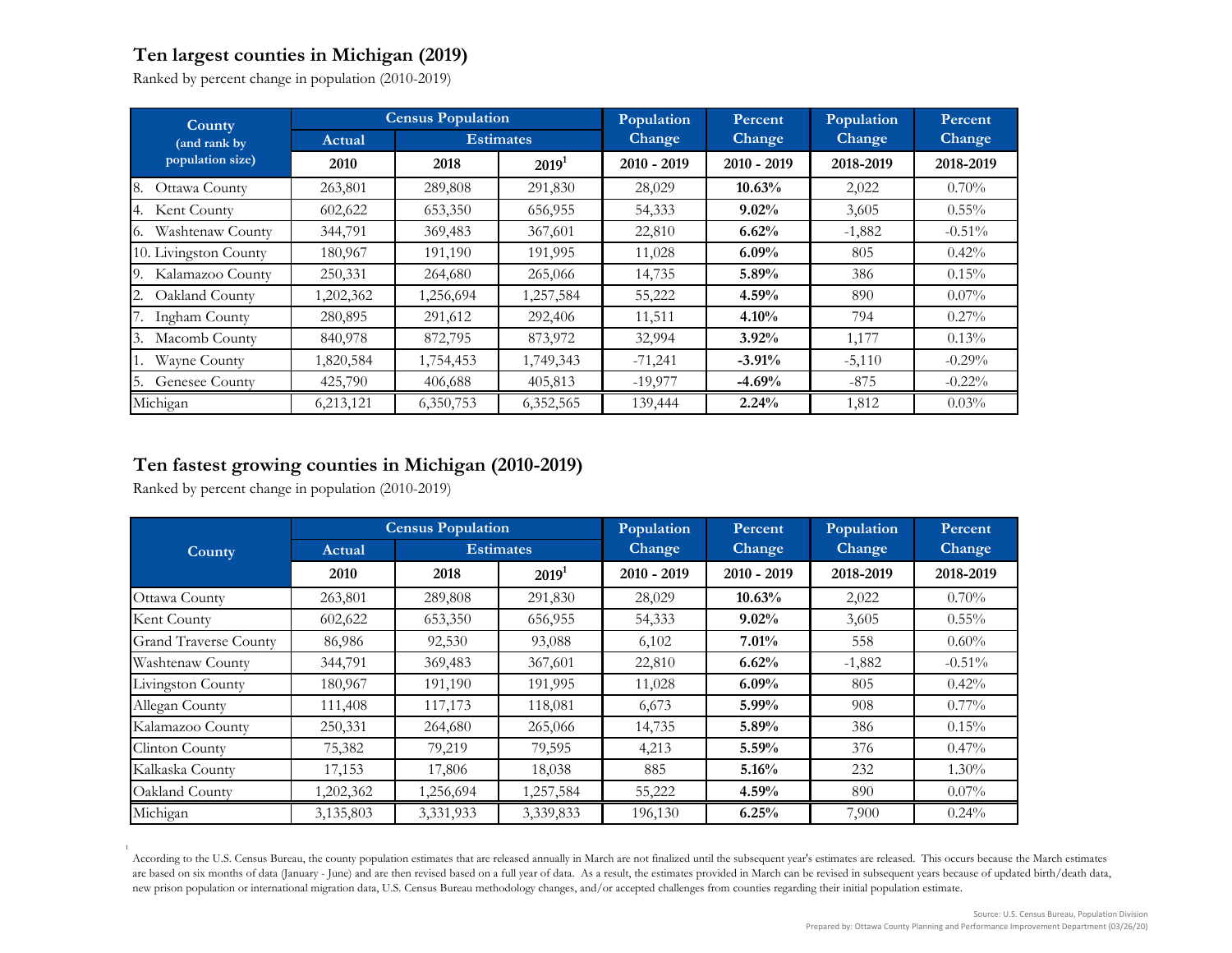## Ten largest counties in Michigan (2019)

Ranked by percent change in population (2010-2019)

| County (and rank by population size) | Census Population | | | Population Change | Percent Change | Population Change | Percent Change |
|---|---|---|---|---|---|---|---|
| | Actual | Estimates | | | | | |
| | 2010 | 2018 | 2019[1] | 2010 - 2019 | 2010 - 2019 | 2018-2019 | 2018-2019 |
| 8. Ottawa County | 263,801 | 289,808 | 291,830 | 28,029 | **10.63%** | 2,022 | 0.70% |
| 4. Kent County | 602,622 | 653,350 | 656,955 | 54,333 | **9.02%** | 3,605 | 0.55% |
| 6. Washtenaw County | 344,791 | 369,483 | 367,601 | 22,810 | **6.62%** | -1,882 | -0.51% |
| 10. Livingston County | 180,967 | 191,190 | 191,995 | 11,028 | **6.09%** | 805 | 0.42% |
| 9. Kalamazoo County | 250,331 | 264,680 | 265,066 | 14,735 | **5.89%** | 386 | 0.15% |
| 2. Oakland County | 1,202,362 | 1,256,694 | 1,257,584 | 55,222 | **4.59%** | 890 | 0.07% |
| 7. Ingham County | 280,895 | 291,612 | 292,406 | 11,511 | **4.10%** | 794 | 0.27% |
| 3. Macomb County | 840,978 | 872,795 | 873,972 | 32,994 | **3.92%** | 1,177 | 0.13% |
| 1. Wayne County | 1,820,584 | 1,754,453 | 1,749,343 | -71,241 | **-3.91%** | -5,110 | -0.29% |
| 5. Genesee County | 425,790 | 406,688 | 405,813 | -19,977 | **-4.69%** | -875 | -0.22% |
| Michigan | 6,213,121 | 6,350,753 | 6,352,565 | 139,444 | **2.24%** | 1,812 | 0.03% |

## Ten fastest growing counties in Michigan (2010-2019)

Ranked by percent change in population (2010-2019)

| County | Census Population | | | Population Change | Percent Change | Population Change | Percent Change |
|---|---|---|---|---|---|---|---|
| | Actual | Estimates | | | | | |
| | 2010 | 2018 | 2019[1] | 2010 - 2019 | 2010 - 2019 | 2018-2019 | 2018-2019 |
| Ottawa County | 263,801 | 289,808 | 291,830 | 28,029 | **10.63%** | 2,022 | 0.70% |
| Kent County | 602,622 | 653,350 | 656,955 | 54,333 | **9.02%** | 3,605 | 0.55% |
| Grand Traverse County | 86,986 | 92,530 | 93,088 | 6,102 | **7.01%** | 558 | 0.60% |
| Washtenaw County | 344,791 | 369,483 | 367,601 | 22,810 | **6.62%** | -1,882 | -0.51% |
| Livingston County | 180,967 | 191,190 | 191,995 | 11,028 | **6.09%** | 805 | 0.42% |
| Allegan County | 111,408 | 117,173 | 118,081 | 6,673 | **5.99%** | 908 | 0.77% |
| Kalamazoo County | 250,331 | 264,680 | 265,066 | 14,735 | **5.89%** | 386 | 0.15% |
| Clinton County | 75,382 | 79,219 | 79,595 | 4,213 | **5.59%** | 376 | 0.47% |
| Kalkaska County | 17,153 | 17,806 | 18,038 | 885 | **5.16%** | 232 | 1.30% |
| Oakland County | 1,202,362 | 1,256,694 | 1,257,584 | 55,222 | **4.59%** | 890 | 0.07% |
| Michigan | 3,135,803 | 3,331,933 | 3,339,833 | 196,130 | **6.25%** | 7,900 | 0.24% |

[1] According to the U.S. Census Bureau, the county population estimates that are released annually in March are not finalized until the subsequent year's estimates are released. This occurs because the March estimates are based on six months of data (January - June) and are then revised based on a full year of data. As a result, the estimates provided in March can be revised in subsequent years because of updated birth/death data, new prison population or international migration data, U.S. Census Bureau methodology changes, and/or accepted challenges from counties regarding their initial population estimate.

Source: U.S. Census Bureau, Population Division

Prepared by: Ottawa County Planning and Performance Improvement Department (03/26/20)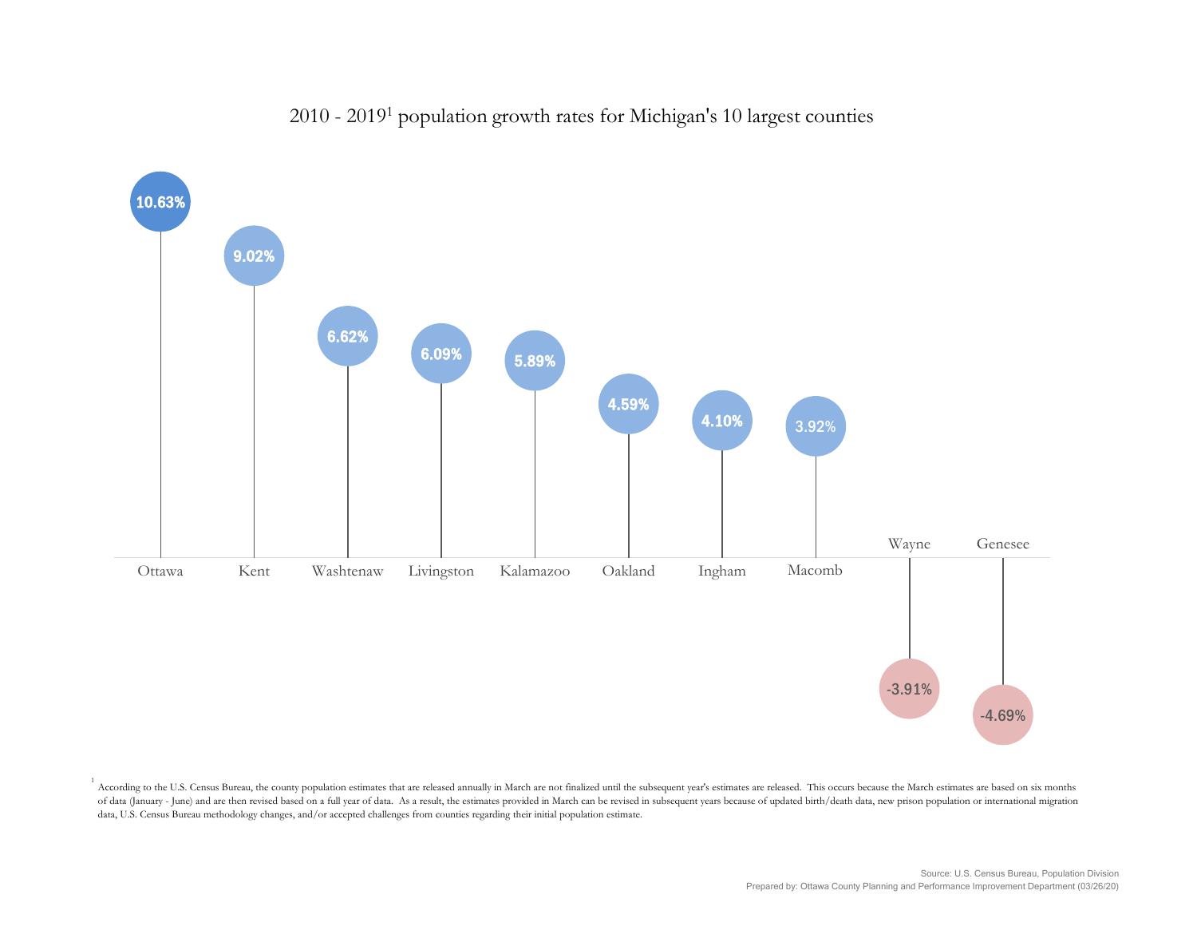# 2010 - 2019[1] population growth rates for Michigan's 10 largest counties

| County | Growth rate |
| --- | --- |
| Ottawa | 10.63% |
| Kent | 9.02% |
| Washtenaw | 6.62% |
| Livingston | 6.09% |
| Kalamazoo | 5.89% |
| Oakland | 4.59% |
| Ingham | 4.10% |
| Macomb | 3.92% |
| Wayne | -3.91% |
| Genesee | -4.69% |

[1] According to the U.S. Census Bureau, the county population estimates that are released annually in March are not finalized until the subsequent year's estimates are released. This occurs because the March estimates are based on six months of data (January - June) and are then revised based on a full year of data. As a result, the estimates provided in March can be revised in subsequent years because of updated birth/death data, new prison population or international migration data, U.S. Census Bureau methodology changes, and/or accepted challenges from counties regarding their initial population estimate.

Source: U.S. Census Bureau, Population Division
Prepared by: Ottawa County Planning and Performance Improvement Department (03/26/20)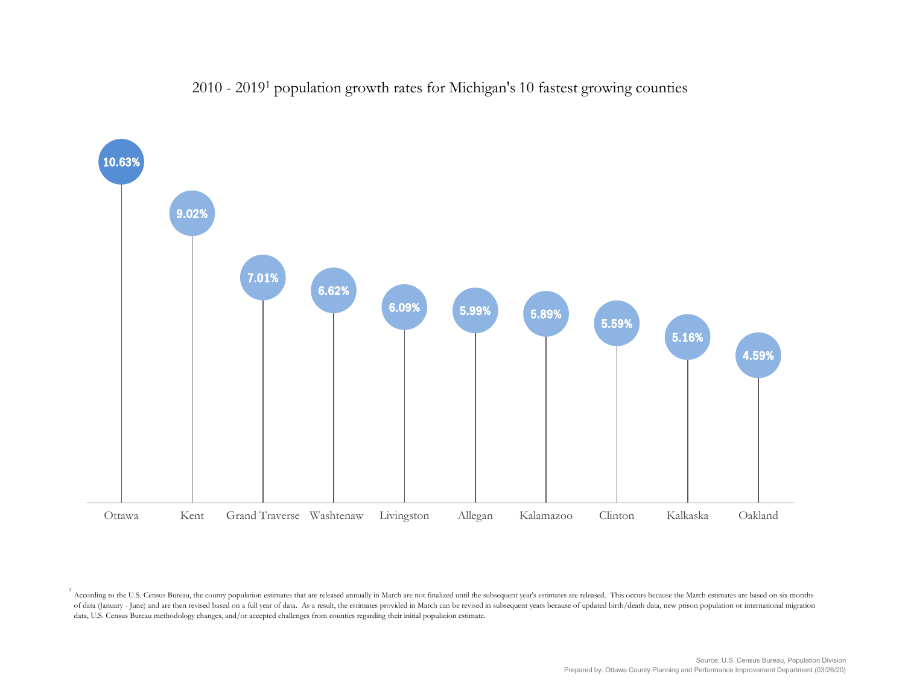# 2010 - 2019[1] population growth rates for Michigan's 10 fastest growing counties

10.63%
9.02%
7.01%
6.62%
6.09%
5.99%
5.89%
5.59%
5.16%
4.59%

Ottawa
Kent
Grand Traverse
Washtenaw
Livingston
Allegan
Kalamazoo
Clinton
Kalkaska
Oakland

[1] According to the U.S. Census Bureau, the county population estimates that are released annually in March are not finalized until the subsequent year's estimates are released. This occurs because the March estimates are based on six months of data (January - June) and are then revised based on a full year of data. As a result, the estimates provided in March can be revised in subsequent years because of updated birth/death data, new prison population or international migration data, U.S. Census Bureau methodology changes, and/or accepted challenges from counties regarding their initial population estimate.

Source: U.S. Census Bureau, Population Division
Prepared by: Ottawa County Planning and Performance Improvement Department (03/26/20)